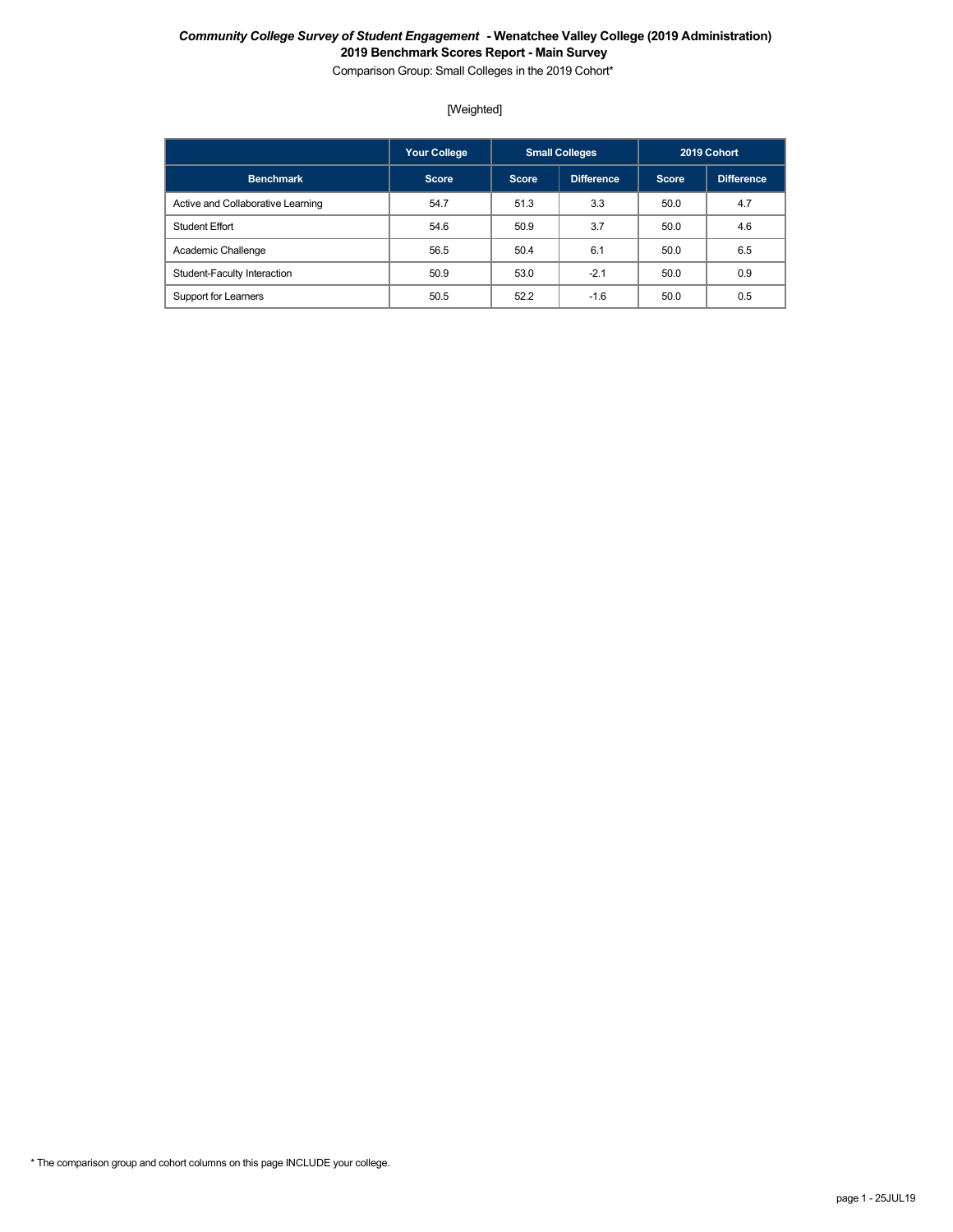***Community College Survey of Student Engagement* - Wenatchee Valley College (2019 Administration)**

**2019 Benchmark Scores Report - Main Survey**

Comparison Group: Small Colleges in the 2019 Cohort*

[Weighted]

| | Your College | Small Colleges | | 2019 Cohort | |
|---|---|---|---|---|---|
| **Benchmark** | **Score** | **Score** | **Difference** | **Score** | **Difference** |
| Active and Collaborative Learning | 54.7 | 51.3 | 3.3 | 50.0 | 4.7 |
| Student Effort | 54.6 | 50.9 | 3.7 | 50.0 | 4.6 |
| Academic Challenge | 56.5 | 50.4 | 6.1 | 50.0 | 6.5 |
| Student-Faculty Interaction | 50.9 | 53.0 | -2.1 | 50.0 | 0.9 |
| Support for Learners | 50.5 | 52.2 | -1.6 | 50.0 | 0.5 |

* The comparison group and cohort columns on this page INCLUDE your college.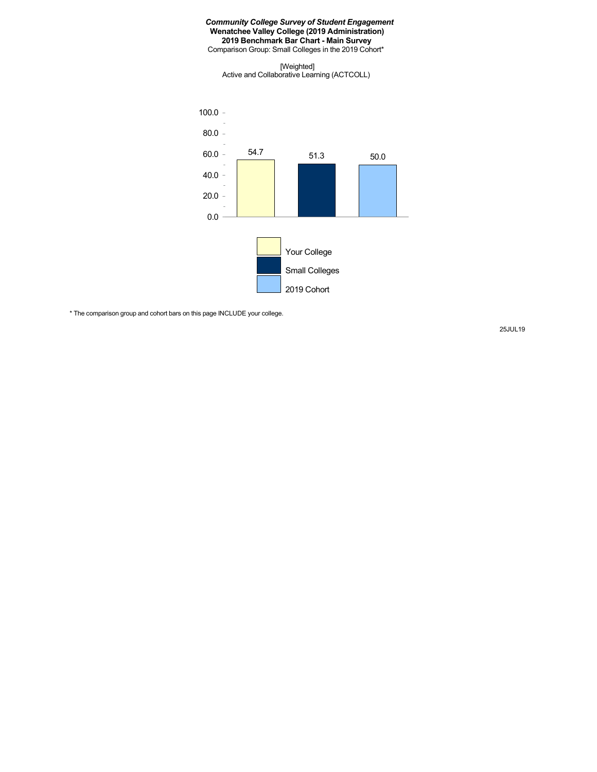***Community College Survey of Student Engagement***
**Wenatchee Valley College (2019 Administration)**
**2019 Benchmark Bar Chart - Main Survey**
Comparison Group: Small Colleges in the 2019 Cohort*

[Weighted]
Active and Collaborative Learning (ACTCOLL)

| | Your College | Small Colleges | 2019 Cohort |
| --- | --- | --- | --- |
| ACTCOLL | 54.7 | 51.3 | 50.0 |

* The comparison group and cohort bars on this page INCLUDE your college.

25JUL19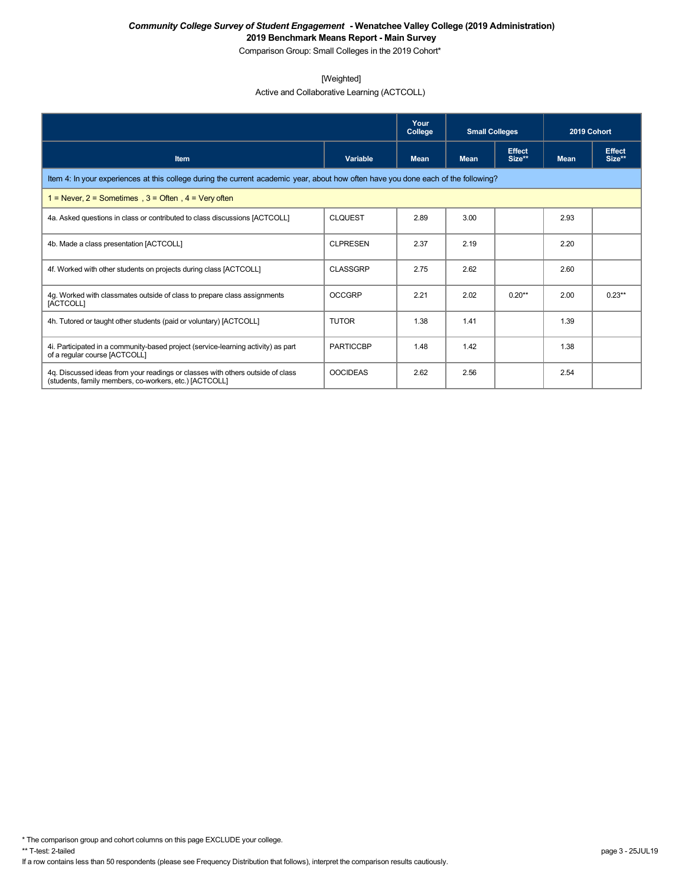***Community College Survey of Student Engagement* - Wenatchee Valley College (2019 Administration)**

**2019 Benchmark Means Report - Main Survey**

Comparison Group: Small Colleges in the 2019 Cohort*

[Weighted]

Active and Collaborative Learning (ACTCOLL)

| | | Your College | Small Colleges | | 2019 Cohort | |
|---|---|---|---|---|---|---|
| **Item** | **Variable** | **Mean** | **Mean** | **Effect Size**** | **Mean** | **Effect Size**** |
| Item 4: In your experiences at this college during the current academic year, about how often have you done each of the following? | | | | | | |
| 1 = Never, 2 = Sometimes , 3 = Often , 4 = Very often | | | | | | |
| 4a. Asked questions in class or contributed to class discussions [ACTCOLL] | CLQUEST | 2.89 | 3.00 | | 2.93 | |
| 4b. Made a class presentation [ACTCOLL] | CLPRESEN | 2.37 | 2.19 | | 2.20 | |
| 4f. Worked with other students on projects during class [ACTCOLL] | CLASSGRP | 2.75 | 2.62 | | 2.60 | |
| 4g. Worked with classmates outside of class to prepare class assignments [ACTCOLL] | OCCGRP | 2.21 | 2.02 | 0.20** | 2.00 | 0.23** |
| 4h. Tutored or taught other students (paid or voluntary) [ACTCOLL] | TUTOR | 1.38 | 1.41 | | 1.39 | |
| 4i. Participated in a community-based project (service-learning activity) as part of a regular course [ACTCOLL] | PARTICCBP | 1.48 | 1.42 | | 1.38 | |
| 4q. Discussed ideas from your readings or classes with others outside of class (students, family members, co-workers, etc.) [ACTCOLL] | OOCIDEAS | 2.62 | 2.56 | | 2.54 | |

* The comparison group and cohort columns on this page EXCLUDE your college.

** T-test: 2-tailed

If a row contains less than 50 respondents (please see Frequency Distribution that follows), interpret the comparison results cautiously.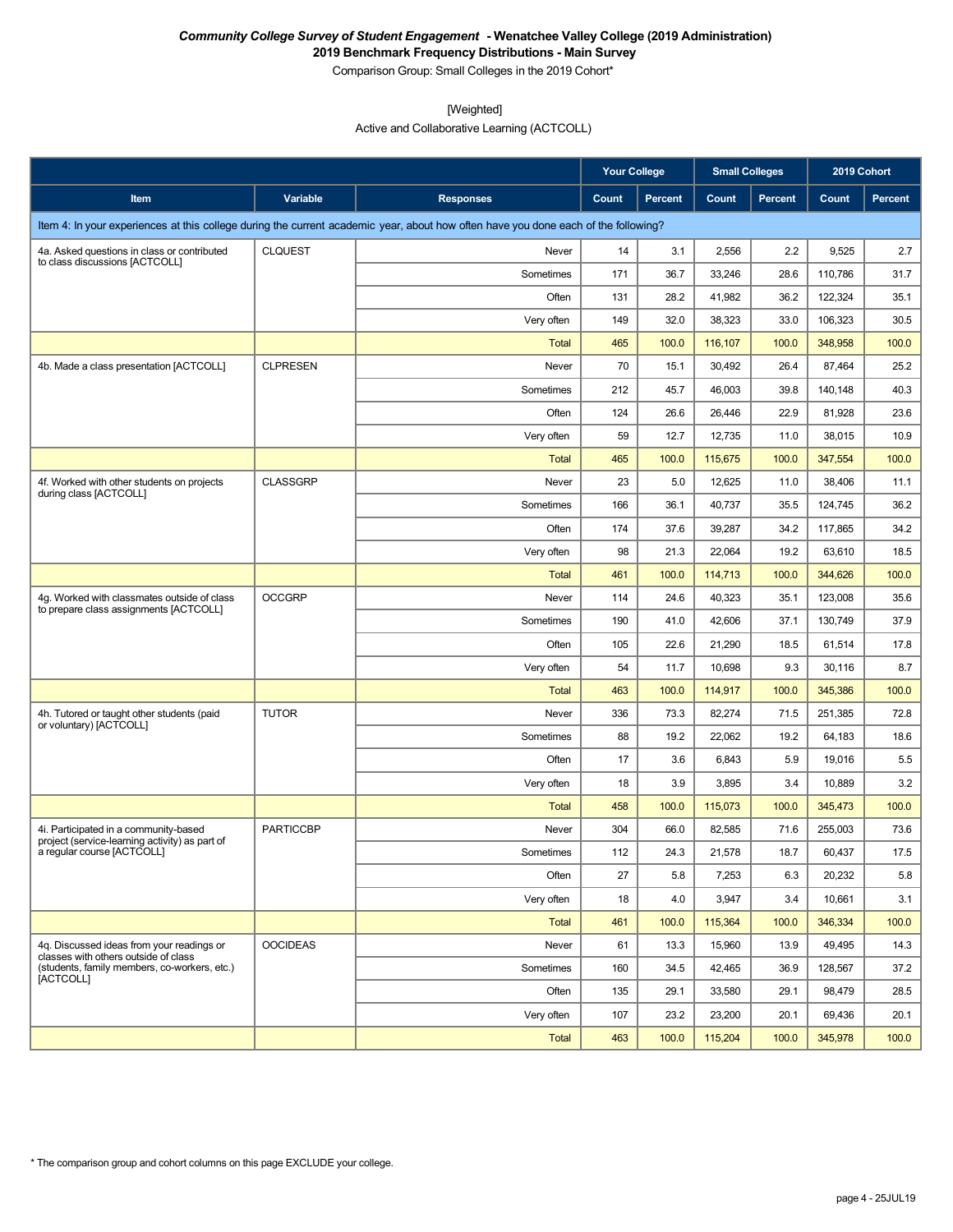***Community College Survey of Student Engagement* - Wenatchee Valley College (2019 Administration)**
**2019 Benchmark Frequency Distributions - Main Survey**
Comparison Group: Small Colleges in the 2019 Cohort*

[Weighted]
Active and Collaborative Learning (ACTCOLL)

| | | | Your College | | Small Colleges | | 2019 Cohort | |
|---|---|---|---|---|---|---|---|---|
| **Item** | **Variable** | **Responses** | **Count** | **Percent** | **Count** | **Percent** | **Count** | **Percent** |
| Item 4: In your experiences at this college during the current academic year, about how often have you done each of the following? | | | | | | | | |
| 4a. Asked questions in class or contributed to class discussions [ACTCOLL] | CLQUEST | Never | 14 | 3.1 | 2,556 | 2.2 | 9,525 | 2.7 |
| | | Sometimes | 171 | 36.7 | 33,246 | 28.6 | 110,786 | 31.7 |
| | | Often | 131 | 28.2 | 41,982 | 36.2 | 122,324 | 35.1 |
| | | Very often | 149 | 32.0 | 38,323 | 33.0 | 106,323 | 30.5 |
| | | Total | 465 | 100.0 | 116,107 | 100.0 | 348,958 | 100.0 |
| 4b. Made a class presentation [ACTCOLL] | CLPRESEN | Never | 70 | 15.1 | 30,492 | 26.4 | 87,464 | 25.2 |
| | | Sometimes | 212 | 45.7 | 46,003 | 39.8 | 140,148 | 40.3 |
| | | Often | 124 | 26.6 | 26,446 | 22.9 | 81,928 | 23.6 |
| | | Very often | 59 | 12.7 | 12,735 | 11.0 | 38,015 | 10.9 |
| | | Total | 465 | 100.0 | 115,675 | 100.0 | 347,554 | 100.0 |
| 4f. Worked with other students on projects during class [ACTCOLL] | CLASSGRP | Never | 23 | 5.0 | 12,625 | 11.0 | 38,406 | 11.1 |
| | | Sometimes | 166 | 36.1 | 40,737 | 35.5 | 124,745 | 36.2 |
| | | Often | 174 | 37.6 | 39,287 | 34.2 | 117,865 | 34.2 |
| | | Very often | 98 | 21.3 | 22,064 | 19.2 | 63,610 | 18.5 |
| | | Total | 461 | 100.0 | 114,713 | 100.0 | 344,626 | 100.0 |
| 4g. Worked with classmates outside of class to prepare class assignments [ACTCOLL] | OCCGRP | Never | 114 | 24.6 | 40,323 | 35.1 | 123,008 | 35.6 |
| | | Sometimes | 190 | 41.0 | 42,606 | 37.1 | 130,749 | 37.9 |
| | | Often | 105 | 22.6 | 21,290 | 18.5 | 61,514 | 17.8 |
| | | Very often | 54 | 11.7 | 10,698 | 9.3 | 30,116 | 8.7 |
| | | Total | 463 | 100.0 | 114,917 | 100.0 | 345,386 | 100.0 |
| 4h. Tutored or taught other students (paid or voluntary) [ACTCOLL] | TUTOR | Never | 336 | 73.3 | 82,274 | 71.5 | 251,385 | 72.8 |
| | | Sometimes | 88 | 19.2 | 22,062 | 19.2 | 64,183 | 18.6 |
| | | Often | 17 | 3.6 | 6,843 | 5.9 | 19,016 | 5.5 |
| | | Very often | 18 | 3.9 | 3,895 | 3.4 | 10,889 | 3.2 |
| | | Total | 458 | 100.0 | 115,073 | 100.0 | 345,473 | 100.0 |
| 4i. Participated in a community-based project (service-learning activity) as part of a regular course [ACTCOLL] | PARTICCBP | Never | 304 | 66.0 | 82,585 | 71.6 | 255,003 | 73.6 |
| | | Sometimes | 112 | 24.3 | 21,578 | 18.7 | 60,437 | 17.5 |
| | | Often | 27 | 5.8 | 7,253 | 6.3 | 20,232 | 5.8 |
| | | Very often | 18 | 4.0 | 3,947 | 3.4 | 10,661 | 3.1 |
| | | Total | 461 | 100.0 | 115,364 | 100.0 | 346,334 | 100.0 |
| 4q. Discussed ideas from your readings or classes with others outside of class (students, family members, co-workers, etc.) [ACTCOLL] | OOCIDEAS | Never | 61 | 13.3 | 15,960 | 13.9 | 49,495 | 14.3 |
| | | Sometimes | 160 | 34.5 | 42,465 | 36.9 | 128,567 | 37.2 |
| | | Often | 135 | 29.1 | 33,580 | 29.1 | 98,479 | 28.5 |
| | | Very often | 107 | 23.2 | 23,200 | 20.1 | 69,436 | 20.1 |
| | | Total | 463 | 100.0 | 115,204 | 100.0 | 345,978 | 100.0 |

* The comparison group and cohort columns on this page EXCLUDE your college.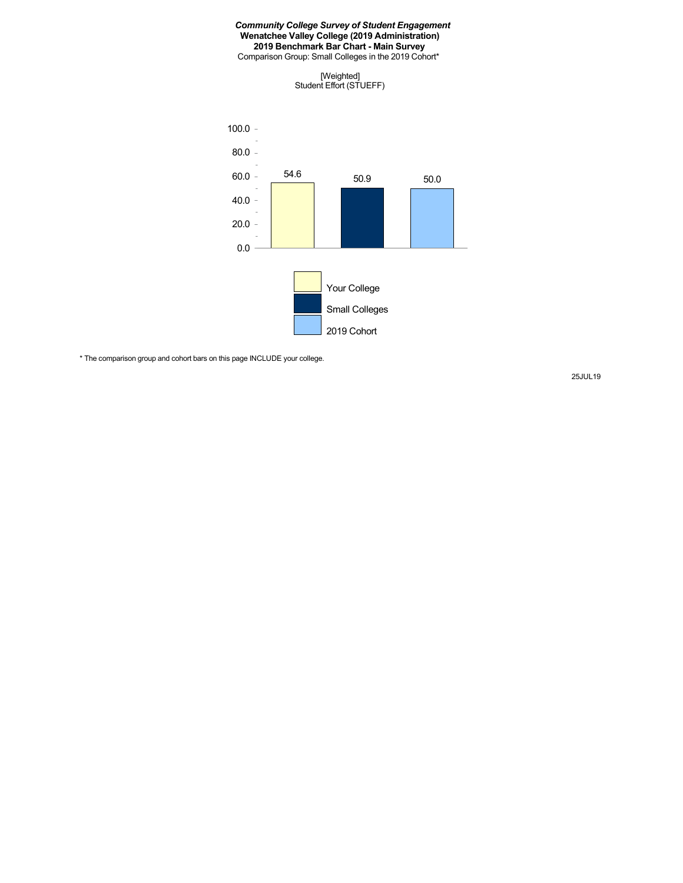***Community College Survey of Student Engagement***
**Wenatchee Valley College (2019 Administration)**
**2019 Benchmark Bar Chart - Main Survey**
Comparison Group: Small Colleges in the 2019 Cohort*

[Weighted]
Student Effort (STUEFF)

| | Value |
|---|---|
| Your College | 54.6 |
| Small Colleges | 50.9 |
| 2019 Cohort | 50.0 |

* The comparison group and cohort bars on this page INCLUDE your college.

25JUL19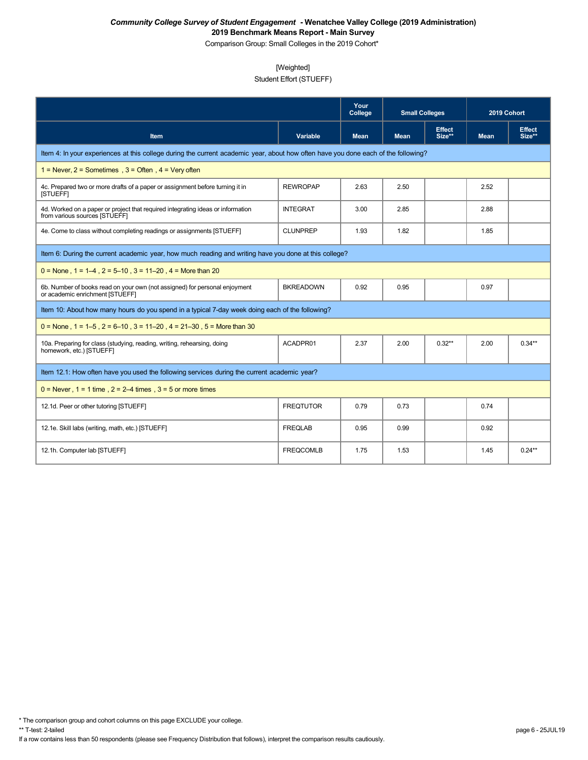*Community College Survey of Student Engagement* **- Wenatchee Valley College (2019 Administration)**

**2019 Benchmark Means Report - Main Survey**

Comparison Group: Small Colleges in the 2019 Cohort*

[Weighted]

Student Effort (STUEFF)

| Item | Variable | Your College | Small Colleges | | 2019 Cohort | |
|---|---|---|---|---|---|---|
| | | Mean | Mean | Effect Size** | Mean | Effect Size** |
| **Item 4: In your experiences at this college during the current academic year, about how often have you done each of the following?** | | | | | | |
| 1 = Never, 2 = Sometimes , 3 = Often , 4 = Very often | | | | | | |
| 4c. Prepared two or more drafts of a paper or assignment before turning it in [STUEFF] | REWROPAP | 2.63 | 2.50 | | 2.52 | |
| 4d. Worked on a paper or project that required integrating ideas or information from various sources [STUEFF] | INTEGRAT | 3.00 | 2.85 | | 2.88 | |
| 4e. Come to class without completing readings or assignments [STUEFF] | CLUNPREP | 1.93 | 1.82 | | 1.85 | |
| **Item 6: During the current academic year, how much reading and writing have you done at this college?** | | | | | | |
| 0 = None , 1 = 1–4 , 2 = 5–10 , 3 = 11–20 , 4 = More than 20 | | | | | | |
| 6b. Number of books read on your own (not assigned) for personal enjoyment or academic enrichment [STUEFF] | BKREADOWN | 0.92 | 0.95 | | 0.97 | |
| **Item 10: About how many hours do you spend in a typical 7-day week doing each of the following?** | | | | | | |
| 0 = None , 1 = 1–5 , 2 = 6–10 , 3 = 11–20 , 4 = 21–30 , 5 = More than 30 | | | | | | |
| 10a. Preparing for class (studying, reading, writing, rehearsing, doing homework, etc.) [STUEFF] | ACADPR01 | 2.37 | 2.00 | 0.32** | 2.00 | 0.34** |
| **Item 12.1: How often have you used the following services during the current academic year?** | | | | | | |
| 0 = Never , 1 = 1 time , 2 = 2–4 times , 3 = 5 or more times | | | | | | |
| 12.1d. Peer or other tutoring [STUEFF] | FREQTUTOR | 0.79 | 0.73 | | 0.74 | |
| 12.1e. Skill labs (writing, math, etc.) [STUEFF] | FREQLAB | 0.95 | 0.99 | | 0.92 | |
| 12.1h. Computer lab [STUEFF] | FREQCOMLB | 1.75 | 1.53 | | 1.45 | 0.24** |

\* The comparison group and cohort columns on this page EXCLUDE your college.

\*\* T-test: 2-tailed

If a row contains less than 50 respondents (please see Frequency Distribution that follows), interpret the comparison results cautiously.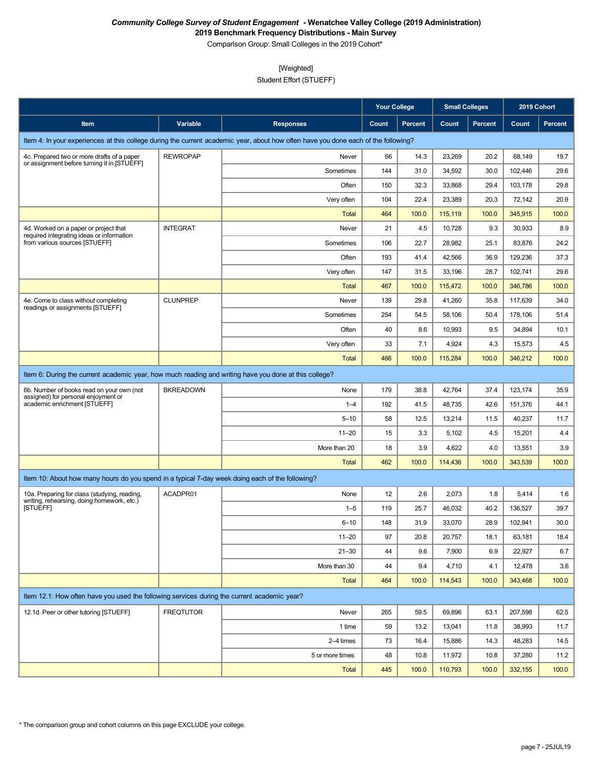***Community College Survey of Student Engagement* - Wenatchee Valley College (2019 Administration)**
**2019 Benchmark Frequency Distributions - Main Survey**
Comparison Group: Small Colleges in the 2019 Cohort*

[Weighted]
Student Effort (STUEFF)

| | | | Your College | | Small Colleges | | 2019 Cohort | |
|---|---|---|---|---|---|---|---|---|
| **Item** | **Variable** | **Responses** | **Count** | **Percent** | **Count** | **Percent** | **Count** | **Percent** |
| Item 4: In your experiences at this college during the current academic year, about how often have you done each of the following? | | | | | | | | |
| 4c. Prepared two or more drafts of a paper or assignment before turning it in [STUEFF] | REWROPAP | Never | 66 | 14.3 | 23,269 | 20.2 | 68,149 | 19.7 |
| | | Sometimes | 144 | 31.0 | 34,592 | 30.0 | 102,446 | 29.6 |
| | | Often | 150 | 32.3 | 33,868 | 29.4 | 103,178 | 29.8 |
| | | Very often | 104 | 22.4 | 23,389 | 20.3 | 72,142 | 20.9 |
| | | Total | 464 | 100.0 | 115,119 | 100.0 | 345,915 | 100.0 |
| 4d. Worked on a paper or project that required integrating ideas or information from various sources [STUEFF] | INTEGRAT | Never | 21 | 4.5 | 10,728 | 9.3 | 30,933 | 8.9 |
| | | Sometimes | 106 | 22.7 | 28,982 | 25.1 | 83,876 | 24.2 |
| | | Often | 193 | 41.4 | 42,566 | 36.9 | 129,236 | 37.3 |
| | | Very often | 147 | 31.5 | 33,196 | 28.7 | 102,741 | 29.6 |
| | | Total | 467 | 100.0 | 115,472 | 100.0 | 346,786 | 100.0 |
| 4e. Come to class without completing readings or assignments [STUEFF] | CLUNPREP | Never | 139 | 29.8 | 41,260 | 35.8 | 117,639 | 34.0 |
| | | Sometimes | 254 | 54.5 | 58,106 | 50.4 | 178,106 | 51.4 |
| | | Often | 40 | 8.6 | 10,993 | 9.5 | 34,894 | 10.1 |
| | | Very often | 33 | 7.1 | 4,924 | 4.3 | 15,573 | 4.5 |
| | | Total | 466 | 100.0 | 115,284 | 100.0 | 346,212 | 100.0 |
| Item 6: During the current academic year, how much reading and writing have you done at this college? | | | | | | | | |
| 6b. Number of books read on your own (not assigned) for personal enjoyment or academic enrichment [STUEFF] | BKREADOWN | None | 179 | 38.8 | 42,764 | 37.4 | 123,174 | 35.9 |
| | | 1–4 | 192 | 41.5 | 48,735 | 42.6 | 151,376 | 44.1 |
| | | 5–10 | 58 | 12.5 | 13,214 | 11.5 | 40,237 | 11.7 |
| | | 11–20 | 15 | 3.3 | 5,102 | 4.5 | 15,201 | 4.4 |
| | | More than 20 | 18 | 3.9 | 4,622 | 4.0 | 13,551 | 3.9 |
| | | Total | 462 | 100.0 | 114,436 | 100.0 | 343,539 | 100.0 |
| Item 10: About how many hours do you spend in a typical 7-day week doing each of the following? | | | | | | | | |
| 10a. Preparing for class (studying, reading, writing, rehearsing, doing homework, etc.) [STUEFF] | ACADPR01 | None | 12 | 2.6 | 2,073 | 1.8 | 5,414 | 1.6 |
| | | 1–5 | 119 | 25.7 | 46,032 | 40.2 | 136,527 | 39.7 |
| | | 6–10 | 148 | 31.9 | 33,070 | 28.9 | 102,941 | 30.0 |
| | | 11–20 | 97 | 20.8 | 20,757 | 18.1 | 63,181 | 18.4 |
| | | 21–30 | 44 | 9.6 | 7,900 | 6.9 | 22,927 | 6.7 |
| | | More than 30 | 44 | 9.4 | 4,710 | 4.1 | 12,478 | 3.6 |
| | | Total | 464 | 100.0 | 114,543 | 100.0 | 343,468 | 100.0 |
| Item 12.1: How often have you used the following services during the current academic year? | | | | | | | | |
| 12.1d. Peer or other tutoring [STUEFF] | FREQTUTOR | Never | 265 | 59.5 | 69,896 | 63.1 | 207,598 | 62.5 |
| | | 1 time | 59 | 13.2 | 13,041 | 11.8 | 38,993 | 11.7 |
| | | 2–4 times | 73 | 16.4 | 15,886 | 14.3 | 48,283 | 14.5 |
| | | 5 or more times | 48 | 10.8 | 11,972 | 10.8 | 37,280 | 11.2 |
| | | Total | 445 | 100.0 | 110,793 | 100.0 | 332,155 | 100.0 |

* The comparison group and cohort columns on this page EXCLUDE your college.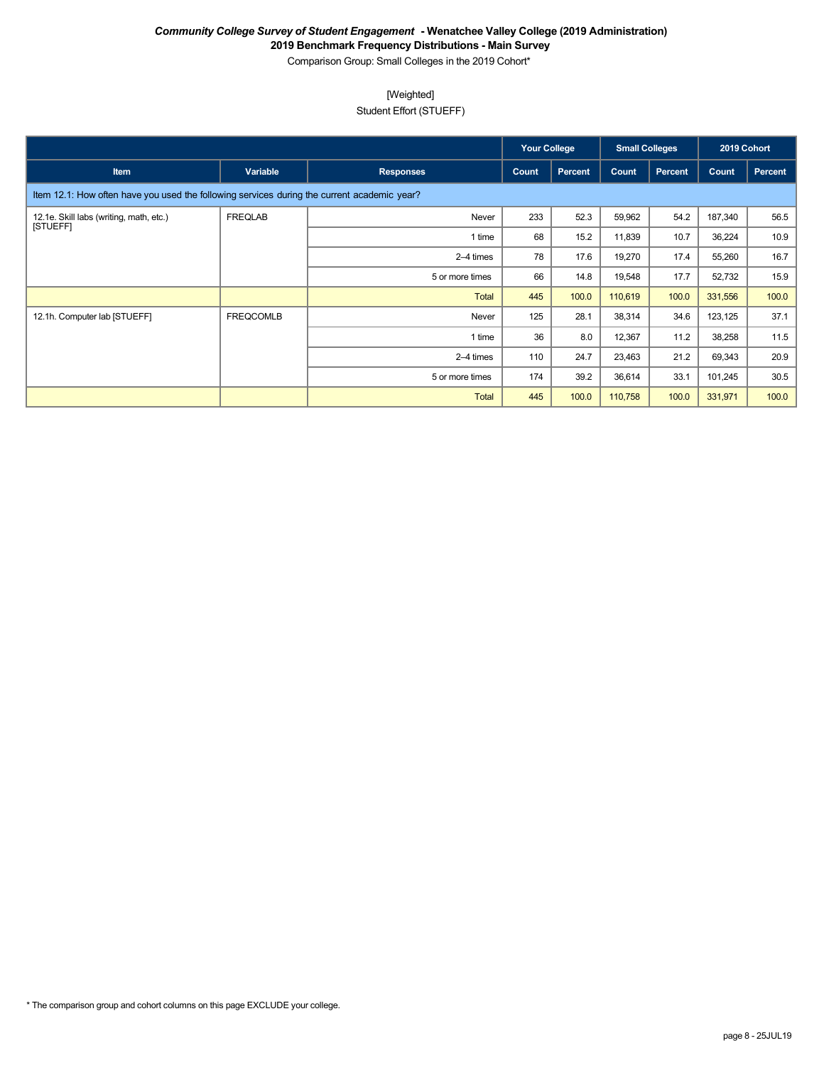***Community College Survey of Student Engagement* - Wenatchee Valley College (2019 Administration)**

**2019 Benchmark Frequency Distributions - Main Survey**

Comparison Group: Small Colleges in the 2019 Cohort*

[Weighted]

Student Effort (STUEFF)

| | | | Your College | | Small Colleges | | 2019 Cohort | |
|---|---|---|---|---|---|---|---|---|
| Item | Variable | Responses | Count | Percent | Count | Percent | Count | Percent |
| Item 12.1: How often have you used the following services during the current academic year? | | | | | | | | |
| 12.1e. Skill labs (writing, math, etc.) [STUEFF] | FREQLAB | Never | 233 | 52.3 | 59,962 | 54.2 | 187,340 | 56.5 |
| | | 1 time | 68 | 15.2 | 11,839 | 10.7 | 36,224 | 10.9 |
| | | 2–4 times | 78 | 17.6 | 19,270 | 17.4 | 55,260 | 16.7 |
| | | 5 or more times | 66 | 14.8 | 19,548 | 17.7 | 52,732 | 15.9 |
| | | Total | 445 | 100.0 | 110,619 | 100.0 | 331,556 | 100.0 |
| 12.1h. Computer lab [STUEFF] | FREQCOMLB | Never | 125 | 28.1 | 38,314 | 34.6 | 123,125 | 37.1 |
| | | 1 time | 36 | 8.0 | 12,367 | 11.2 | 38,258 | 11.5 |
| | | 2–4 times | 110 | 24.7 | 23,463 | 21.2 | 69,343 | 20.9 |
| | | 5 or more times | 174 | 39.2 | 36,614 | 33.1 | 101,245 | 30.5 |
| | | Total | 445 | 100.0 | 110,758 | 100.0 | 331,971 | 100.0 |

* The comparison group and cohort columns on this page EXCLUDE your college.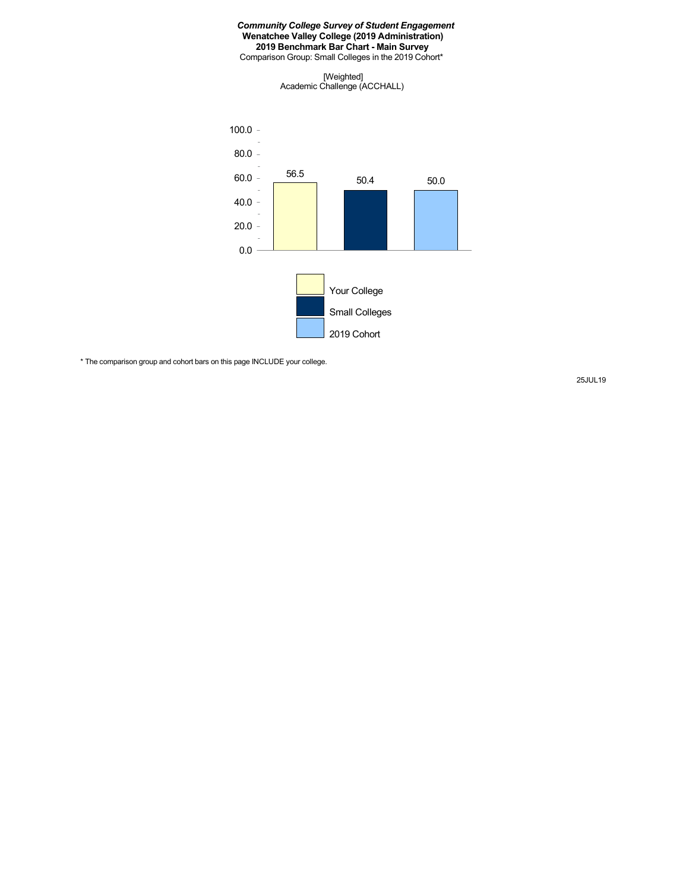***Community College Survey of Student Engagement***
**Wenatchee Valley College (2019 Administration)**
**2019 Benchmark Bar Chart - Main Survey**
Comparison Group: Small Colleges in the 2019 Cohort*

[Weighted]
Academic Challenge (ACCHALL)

| Group | Score |
|---|---|
| Your College | 56.5 |
| Small Colleges | 50.4 |
| 2019 Cohort | 50.0 |

* The comparison group and cohort bars on this page INCLUDE your college.

25JUL19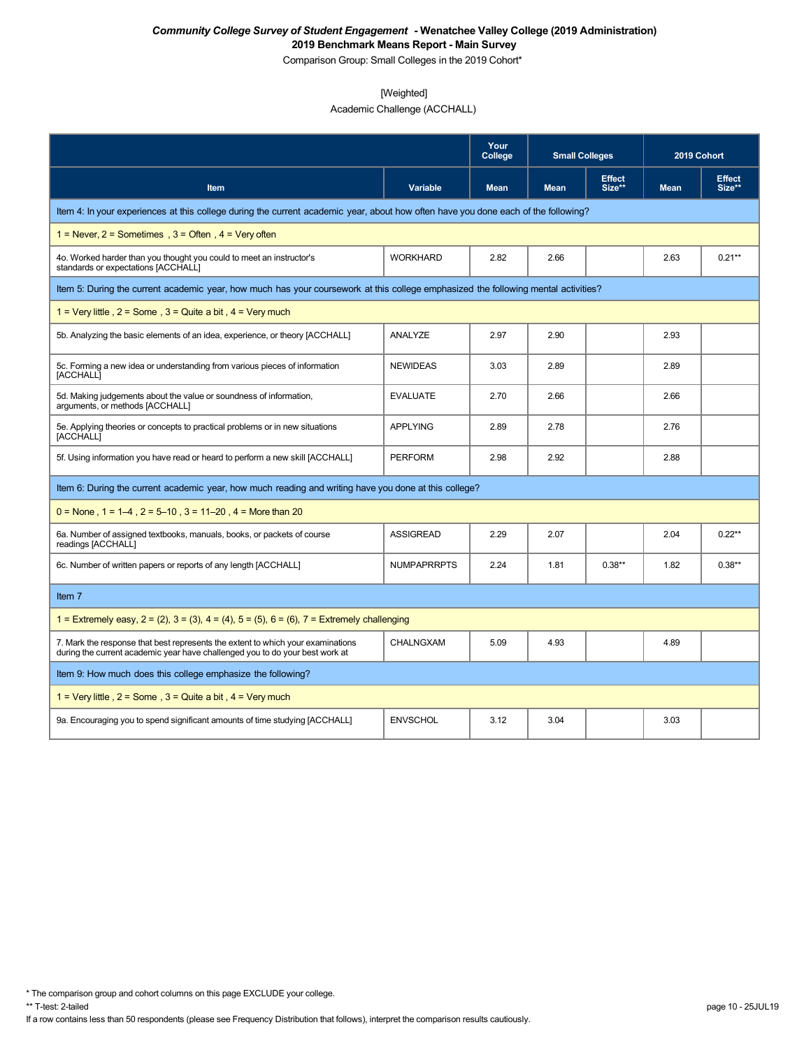***Community College Survey of Student Engagement*** **- Wenatchee Valley College (2019 Administration)**

**2019 Benchmark Means Report - Main Survey**

Comparison Group: Small Colleges in the 2019 Cohort*

[Weighted]

Academic Challenge (ACCHALL)

| Item | Variable | Your College | Small Colleges | | 2019 Cohort | |
|---|---|---|---|---|---|---|
| | | Mean | Mean | Effect Size** | Mean | Effect Size** |
| Item 4: In your experiences at this college during the current academic year, about how often have you done each of the following? | | | | | | |
| 1 = Never, 2 = Sometimes , 3 = Often , 4 = Very often | | | | | | |
| 4o. Worked harder than you thought you could to meet an instructor's standards or expectations [ACCHALL] | WORKHARD | 2.82 | 2.66 | | 2.63 | 0.21** |
| Item 5: During the current academic year, how much has your coursework at this college emphasized the following mental activities? | | | | | | |
| 1 = Very little , 2 = Some , 3 = Quite a bit , 4 = Very much | | | | | | |
| 5b. Analyzing the basic elements of an idea, experience, or theory [ACCHALL] | ANALYZE | 2.97 | 2.90 | | 2.93 | |
| 5c. Forming a new idea or understanding from various pieces of information [ACCHALL] | NEWIDEAS | 3.03 | 2.89 | | 2.89 | |
| 5d. Making judgements about the value or soundness of information, arguments, or methods [ACCHALL] | EVALUATE | 2.70 | 2.66 | | 2.66 | |
| 5e. Applying theories or concepts to practical problems or in new situations [ACCHALL] | APPLYING | 2.89 | 2.78 | | 2.76 | |
| 5f. Using information you have read or heard to perform a new skill [ACCHALL] | PERFORM | 2.98 | 2.92 | | 2.88 | |
| Item 6: During the current academic year, how much reading and writing have you done at this college? | | | | | | |
| 0 = None , 1 = 1–4 , 2 = 5–10 , 3 = 11–20 , 4 = More than 20 | | | | | | |
| 6a. Number of assigned textbooks, manuals, books, or packets of course readings [ACCHALL] | ASSIGREAD | 2.29 | 2.07 | | 2.04 | 0.22** |
| 6c. Number of written papers or reports of any length [ACCHALL] | NUMPAPRRPTS | 2.24 | 1.81 | 0.38** | 1.82 | 0.38** |
| Item 7 | | | | | | |
| 1 = Extremely easy, 2 = (2), 3 = (3), 4 = (4), 5 = (5), 6 = (6), 7 = Extremely challenging | | | | | | |
| 7. Mark the response that best represents the extent to which your examinations during the current academic year have challenged you to do your best work at | CHALNGXAM | 5.09 | 4.93 | | 4.89 | |
| Item 9: How much does this college emphasize the following? | | | | | | |
| 1 = Very little , 2 = Some , 3 = Quite a bit , 4 = Very much | | | | | | |
| 9a. Encouraging you to spend significant amounts of time studying [ACCHALL] | ENVSCHOL | 3.12 | 3.04 | | 3.03 | |

* The comparison group and cohort columns on this page EXCLUDE your college.

** T-test: 2-tailed

If a row contains less than 50 respondents (please see Frequency Distribution that follows), interpret the comparison results cautiously.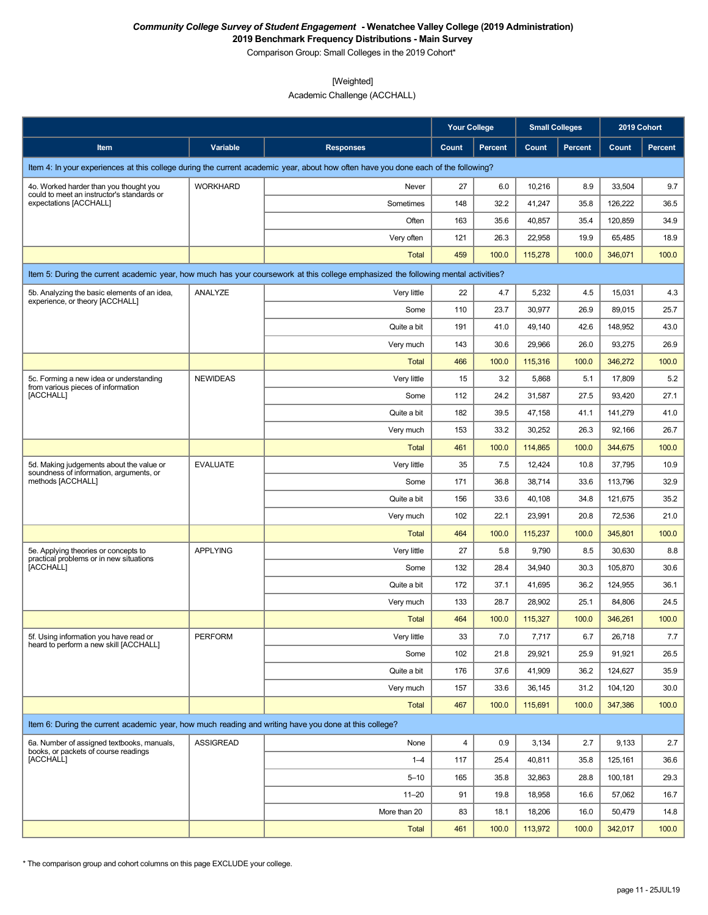**Community Survey of Student Engagement - Wenatchee Valley College (2019 Administration)**
**2019 Benchmark Frequency Distributions - Main Survey**
Comparison Group: Small Colleges in the 2019 Cohort*

[Weighted]
Academic Challenge (ACCHALL)

| | | | Your College | | Small Colleges | | 2019 Cohort | |
|---|---|---|---|---|---|---|---|---|
| **Item** | **Variable** | **Responses** | **Count** | **Percent** | **Count** | **Percent** | **Count** | **Percent** |
| Item 4: In your experiences at this college during the current academic year, about how often have you done each of the following? | | | | | | | | |
| 4o. Worked harder than you thought you could to meet an instructor's standards or expectations [ACCHALL] | WORKHARD | Never | 27 | 6.0 | 10,216 | 8.9 | 33,504 | 9.7 |
| | | Sometimes | 148 | 32.2 | 41,247 | 35.8 | 126,222 | 36.5 |
| | | Often | 163 | 35.6 | 40,857 | 35.4 | 120,859 | 34.9 |
| | | Very often | 121 | 26.3 | 22,958 | 19.9 | 65,485 | 18.9 |
| | | Total | 459 | 100.0 | 115,278 | 100.0 | 346,071 | 100.0 |
| Item 5: During the current academic year, how much has your coursework at this college emphasized the following mental activities? | | | | | | | | |
| 5b. Analyzing the basic elements of an idea, experience, or theory [ACCHALL] | ANALYZE | Very little | 22 | 4.7 | 5,232 | 4.5 | 15,031 | 4.3 |
| | | Some | 110 | 23.7 | 30,977 | 26.9 | 89,015 | 25.7 |
| | | Quite a bit | 191 | 41.0 | 49,140 | 42.6 | 148,952 | 43.0 |
| | | Very much | 143 | 30.6 | 29,966 | 26.0 | 93,275 | 26.9 |
| | | Total | 466 | 100.0 | 115,316 | 100.0 | 346,272 | 100.0 |
| 5c. Forming a new idea or understanding from various pieces of information [ACCHALL] | NEWIDEAS | Very little | 15 | 3.2 | 5,868 | 5.1 | 17,809 | 5.2 |
| | | Some | 112 | 24.2 | 31,587 | 27.5 | 93,420 | 27.1 |
| | | Quite a bit | 182 | 39.5 | 47,158 | 41.1 | 141,279 | 41.0 |
| | | Very much | 153 | 33.2 | 30,252 | 26.3 | 92,166 | 26.7 |
| | | Total | 461 | 100.0 | 114,865 | 100.0 | 344,675 | 100.0 |
| 5d. Making judgements about the value or soundness of information, arguments, or methods [ACCHALL] | EVALUATE | Very little | 35 | 7.5 | 12,424 | 10.8 | 37,795 | 10.9 |
| | | Some | 171 | 36.8 | 38,714 | 33.6 | 113,796 | 32.9 |
| | | Quite a bit | 156 | 33.6 | 40,108 | 34.8 | 121,675 | 35.2 |
| | | Very much | 102 | 22.1 | 23,991 | 20.8 | 72,536 | 21.0 |
| | | Total | 464 | 100.0 | 115,237 | 100.0 | 345,801 | 100.0 |
| 5e. Applying theories or concepts to practical problems or in new situations [ACCHALL] | APPLYING | Very little | 27 | 5.8 | 9,790 | 8.5 | 30,630 | 8.8 |
| | | Some | 132 | 28.4 | 34,940 | 30.3 | 105,870 | 30.6 |
| | | Quite a bit | 172 | 37.1 | 41,695 | 36.2 | 124,955 | 36.1 |
| | | Very much | 133 | 28.7 | 28,902 | 25.1 | 84,806 | 24.5 |
| | | Total | 464 | 100.0 | 115,327 | 100.0 | 346,261 | 100.0 |
| 5f. Using information you have read or heard to perform a new skill [ACCHALL] | PERFORM | Very little | 33 | 7.0 | 7,717 | 6.7 | 26,718 | 7.7 |
| | | Some | 102 | 21.8 | 29,921 | 25.9 | 91,921 | 26.5 |
| | | Quite a bit | 176 | 37.6 | 41,909 | 36.2 | 124,627 | 35.9 |
| | | Very much | 157 | 33.6 | 36,145 | 31.2 | 104,120 | 30.0 |
| | | Total | 467 | 100.0 | 115,691 | 100.0 | 347,386 | 100.0 |
| Item 6: During the current academic year, how much reading and writing have you done at this college? | | | | | | | | |
| 6a. Number of assigned textbooks, manuals, books, or packets of course readings [ACCHALL] | ASSIGREAD | None | 4 | 0.9 | 3,134 | 2.7 | 9,133 | 2.7 |
| | | 1–4 | 117 | 25.4 | 40,811 | 35.8 | 125,161 | 36.6 |
| | | 5–10 | 165 | 35.8 | 32,863 | 28.8 | 100,181 | 29.3 |
| | | 11–20 | 91 | 19.8 | 18,958 | 16.6 | 57,062 | 16.7 |
| | | More than 20 | 83 | 18.1 | 18,206 | 16.0 | 50,479 | 14.8 |
| | | Total | 461 | 100.0 | 113,972 | 100.0 | 342,017 | 100.0 |

* The comparison group and cohort columns on this page EXCLUDE your college.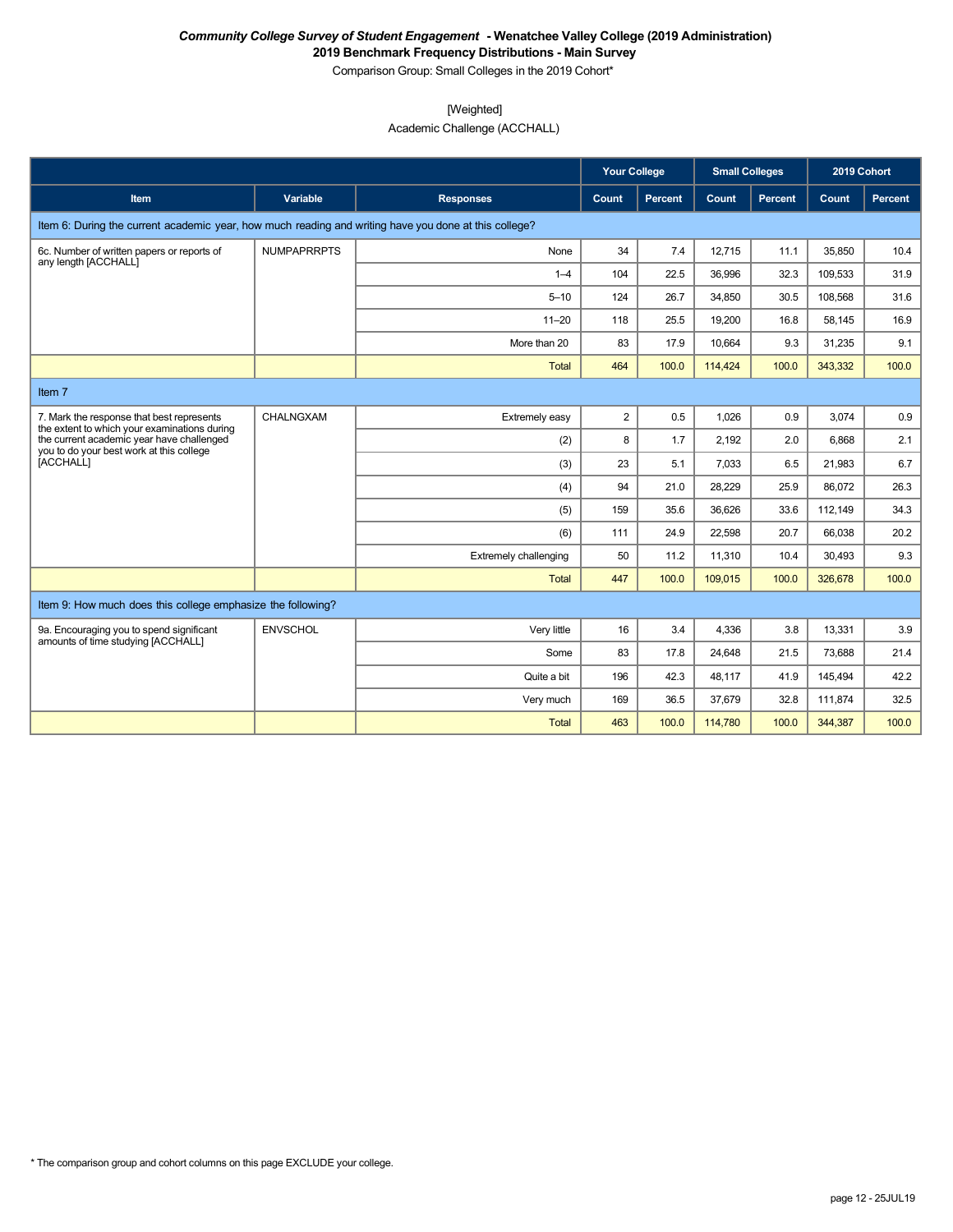*Community College Survey of Student Engagement* **- Wenatchee Valley College (2019 Administration)**

**2019 Benchmark Frequency Distributions - Main Survey**

Comparison Group: Small Colleges in the 2019 Cohort*

[Weighted]

Academic Challenge (ACCHALL)

| | | | Your College | | Small Colleges | | 2019 Cohort | |
|---|---|---|---|---|---|---|---|---|
| **Item** | **Variable** | **Responses** | **Count** | **Percent** | **Count** | **Percent** | **Count** | **Percent** |
| Item 6: During the current academic year, how much reading and writing have you done at this college? | | | | | | | | |
| 6c. Number of written papers or reports of any length [ACCHALL] | NUMPAPRRPTS | None | 34 | 7.4 | 12,715 | 11.1 | 35,850 | 10.4 |
| | | 1–4 | 104 | 22.5 | 36,996 | 32.3 | 109,533 | 31.9 |
| | | 5–10 | 124 | 26.7 | 34,850 | 30.5 | 108,568 | 31.6 |
| | | 11–20 | 118 | 25.5 | 19,200 | 16.8 | 58,145 | 16.9 |
| | | More than 20 | 83 | 17.9 | 10,664 | 9.3 | 31,235 | 9.1 |
| | | Total | 464 | 100.0 | 114,424 | 100.0 | 343,332 | 100.0 |
| Item 7 | | | | | | | | |
| 7. Mark the response that best represents the extent to which your examinations during the current academic year have challenged you to do your best work at this college [ACCHALL] | CHALNGXAM | Extremely easy | 2 | 0.5 | 1,026 | 0.9 | 3,074 | 0.9 |
| | | (2) | 8 | 1.7 | 2,192 | 2.0 | 6,868 | 2.1 |
| | | (3) | 23 | 5.1 | 7,033 | 6.5 | 21,983 | 6.7 |
| | | (4) | 94 | 21.0 | 28,229 | 25.9 | 86,072 | 26.3 |
| | | (5) | 159 | 35.6 | 36,626 | 33.6 | 112,149 | 34.3 |
| | | (6) | 111 | 24.9 | 22,598 | 20.7 | 66,038 | 20.2 |
| | | Extremely challenging | 50 | 11.2 | 11,310 | 10.4 | 30,493 | 9.3 |
| | | Total | 447 | 100.0 | 109,015 | 100.0 | 326,678 | 100.0 |
| Item 9: How much does this college emphasize the following? | | | | | | | | |
| 9a. Encouraging you to spend significant amounts of time studying [ACCHALL] | ENVSCHOL | Very little | 16 | 3.4 | 4,336 | 3.8 | 13,331 | 3.9 |
| | | Some | 83 | 17.8 | 24,648 | 21.5 | 73,688 | 21.4 |
| | | Quite a bit | 196 | 42.3 | 48,117 | 41.9 | 145,494 | 42.2 |
| | | Very much | 169 | 36.5 | 37,679 | 32.8 | 111,874 | 32.5 |
| | | Total | 463 | 100.0 | 114,780 | 100.0 | 344,387 | 100.0 |

* The comparison group and cohort columns on this page EXCLUDE your college.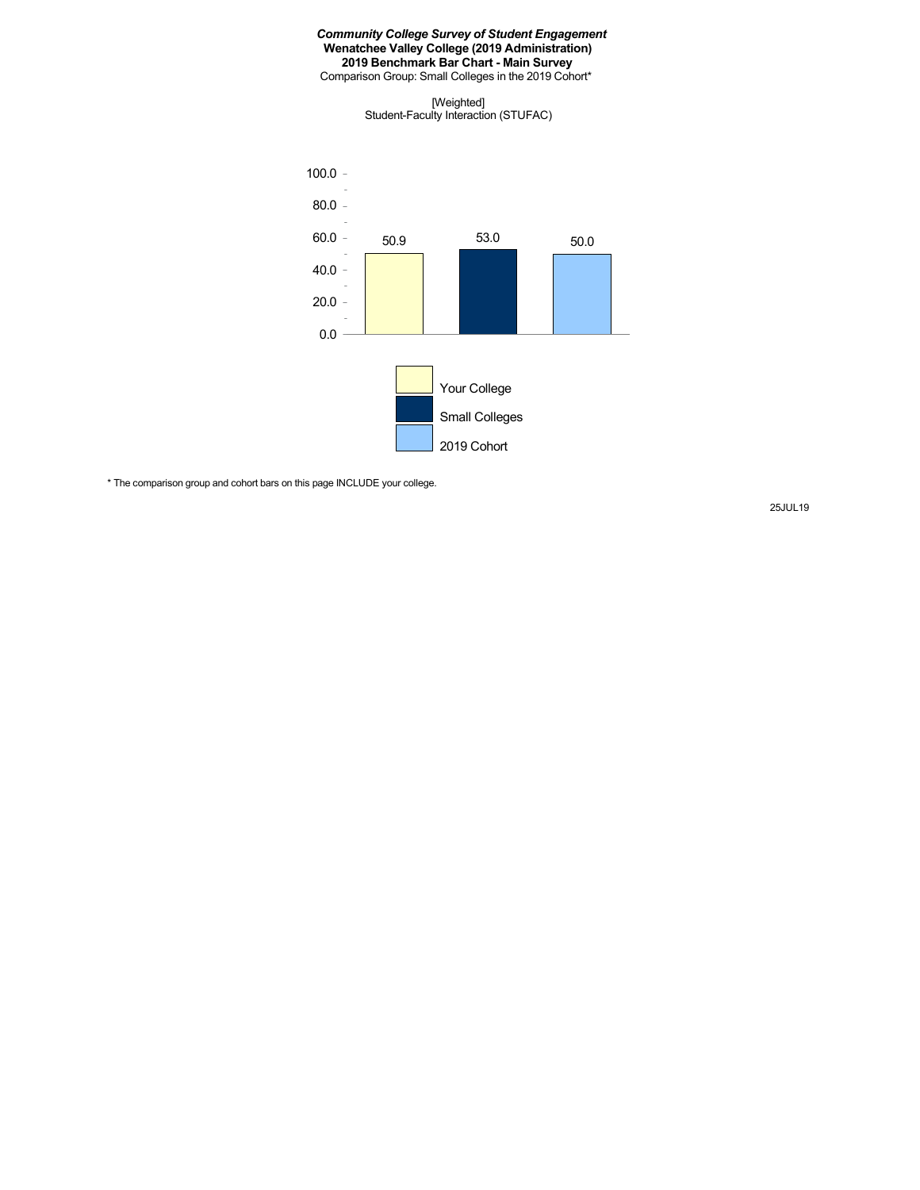***Community College Survey of Student Engagement***

**Wenatchee Valley College (2019 Administration)**

**2019 Benchmark Bar Chart - Main Survey**

Comparison Group: Small Colleges in the 2019 Cohort*

[Weighted]

Student-Faculty Interaction (STUFAC)

| | Your College | Small Colleges | 2019 Cohort |
|---|---|---|---|
| Student-Faculty Interaction (STUFAC) | 50.9 | 53.0 | 50.0 |

* The comparison group and cohort bars on this page INCLUDE your college.

25JUL19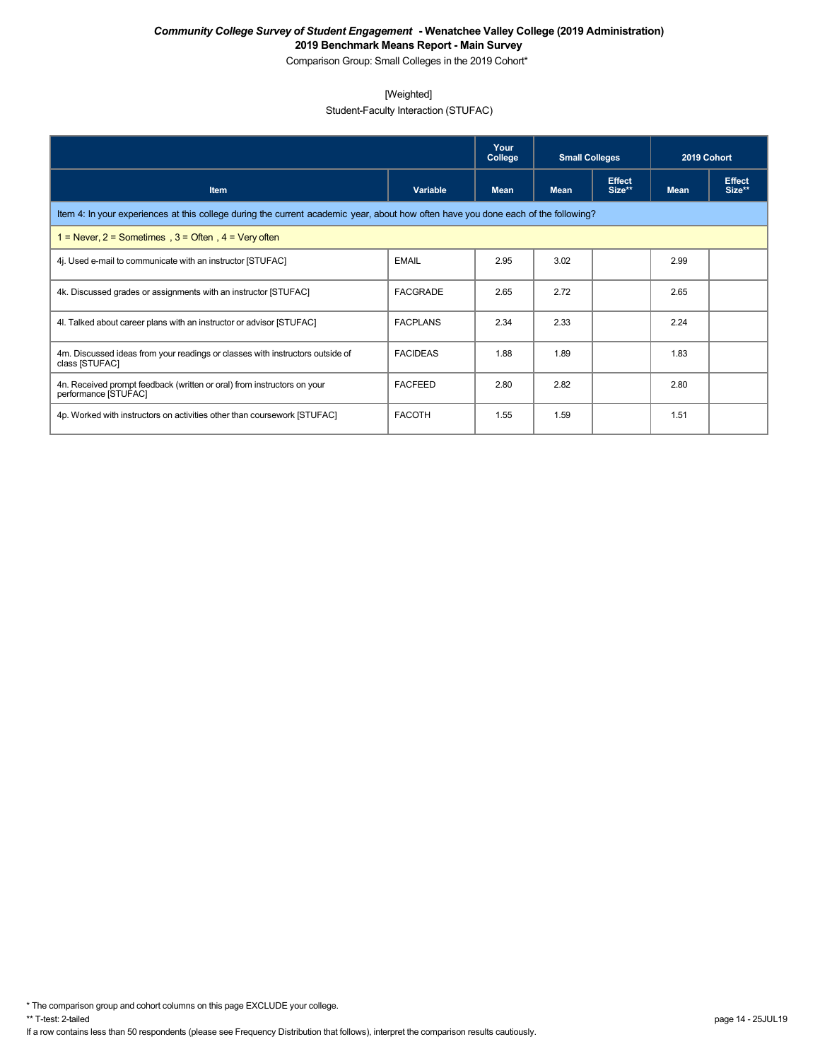***Community College Survey of Student Engagement* - Wenatchee Valley College (2019 Administration)**

**2019 Benchmark Means Report - Main Survey**

Comparison Group: Small Colleges in the 2019 Cohort*

[Weighted]

Student-Faculty Interaction (STUFAC)

| | | Your College | Small Colleges | | 2019 Cohort | |
|---|---|---|---|---|---|---|
| **Item** | **Variable** | **Mean** | **Mean** | **Effect Size**** | **Mean** | **Effect Size**** |
| Item 4: In your experiences at this college during the current academic year, about how often have you done each of the following? | | | | | | |
| 1 = Never, 2 = Sometimes , 3 = Often , 4 = Very often | | | | | | |
| 4j. Used e-mail to communicate with an instructor [STUFAC] | EMAIL | 2.95 | 3.02 | | 2.99 | |
| 4k. Discussed grades or assignments with an instructor [STUFAC] | FACGRADE | 2.65 | 2.72 | | 2.65 | |
| 4l. Talked about career plans with an instructor or advisor [STUFAC] | FACPLANS | 2.34 | 2.33 | | 2.24 | |
| 4m. Discussed ideas from your readings or classes with instructors outside of class [STUFAC] | FACIDEAS | 1.88 | 1.89 | | 1.83 | |
| 4n. Received prompt feedback (written or oral) from instructors on your performance [STUFAC] | FACFEED | 2.80 | 2.82 | | 2.80 | |
| 4p. Worked with instructors on activities other than coursework [STUFAC] | FACOTH | 1.55 | 1.59 | | 1.51 | |

* The comparison group and cohort columns on this page EXCLUDE your college.

** T-test: 2-tailed

If a row contains less than 50 respondents (please see Frequency Distribution that follows), interpret the comparison results cautiously.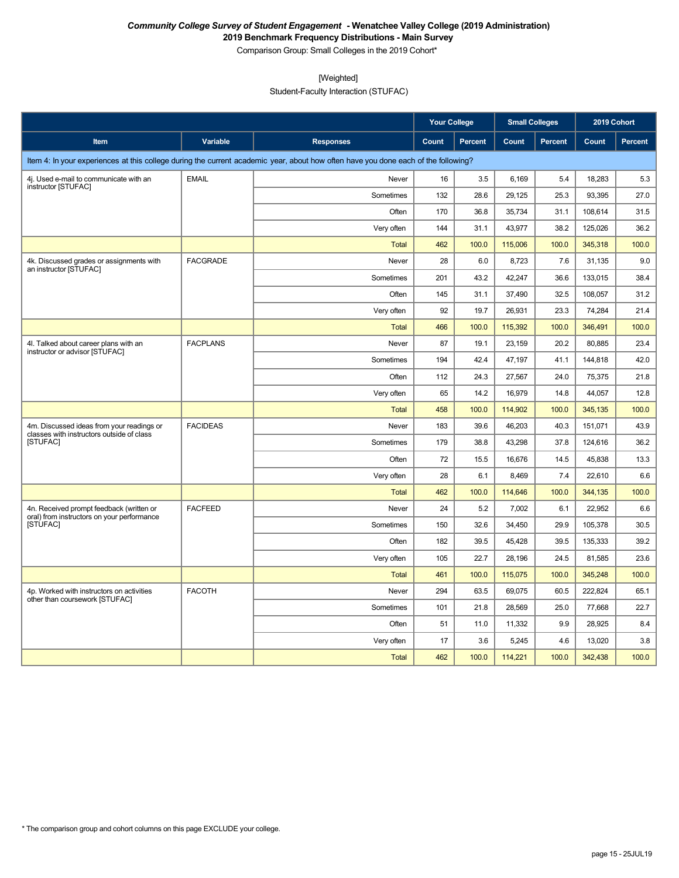*Community College Survey of Student Engagement* **- Wenatchee Valley College (2019 Administration)**
**2019 Benchmark Frequency Distributions - Main Survey**
Comparison Group: Small Colleges in the 2019 Cohort*

[Weighted]
Student-Faculty Interaction (STUFAC)

| | | | Your College | | Small Colleges | | 2019 Cohort | |
|---|---|---|---|---|---|---|---|---|
| **Item** | **Variable** | **Responses** | **Count** | **Percent** | **Count** | **Percent** | **Count** | **Percent** |
| Item 4: In your experiences at this college during the current academic year, about how often have you done each of the following? | | | | | | | | |
| 4j. Used e-mail to communicate with an instructor [STUFAC] | EMAIL | Never | 16 | 3.5 | 6,169 | 5.4 | 18,283 | 5.3 |
| | | Sometimes | 132 | 28.6 | 29,125 | 25.3 | 93,395 | 27.0 |
| | | Often | 170 | 36.8 | 35,734 | 31.1 | 108,614 | 31.5 |
| | | Very often | 144 | 31.1 | 43,977 | 38.2 | 125,026 | 36.2 |
| | | Total | 462 | 100.0 | 115,006 | 100.0 | 345,318 | 100.0 |
| 4k. Discussed grades or assignments with an instructor [STUFAC] | FACGRADE | Never | 28 | 6.0 | 8,723 | 7.6 | 31,135 | 9.0 |
| | | Sometimes | 201 | 43.2 | 42,247 | 36.6 | 133,015 | 38.4 |
| | | Often | 145 | 31.1 | 37,490 | 32.5 | 108,057 | 31.2 |
| | | Very often | 92 | 19.7 | 26,931 | 23.3 | 74,284 | 21.4 |
| | | Total | 466 | 100.0 | 115,392 | 100.0 | 346,491 | 100.0 |
| 4l. Talked about career plans with an instructor or advisor [STUFAC] | FACPLANS | Never | 87 | 19.1 | 23,159 | 20.2 | 80,885 | 23.4 |
| | | Sometimes | 194 | 42.4 | 47,197 | 41.1 | 144,818 | 42.0 |
| | | Often | 112 | 24.3 | 27,567 | 24.0 | 75,375 | 21.8 |
| | | Very often | 65 | 14.2 | 16,979 | 14.8 | 44,057 | 12.8 |
| | | Total | 458 | 100.0 | 114,902 | 100.0 | 345,135 | 100.0 |
| 4m. Discussed ideas from your readings or classes with instructors outside of class [STUFAC] | FACIDEAS | Never | 183 | 39.6 | 46,203 | 40.3 | 151,071 | 43.9 |
| | | Sometimes | 179 | 38.8 | 43,298 | 37.8 | 124,616 | 36.2 |
| | | Often | 72 | 15.5 | 16,676 | 14.5 | 45,838 | 13.3 |
| | | Very often | 28 | 6.1 | 8,469 | 7.4 | 22,610 | 6.6 |
| | | Total | 462 | 100.0 | 114,646 | 100.0 | 344,135 | 100.0 |
| 4n. Received prompt feedback (written or oral) from instructors on your performance [STUFAC] | FACFEED | Never | 24 | 5.2 | 7,002 | 6.1 | 22,952 | 6.6 |
| | | Sometimes | 150 | 32.6 | 34,450 | 29.9 | 105,378 | 30.5 |
| | | Often | 182 | 39.5 | 45,428 | 39.5 | 135,333 | 39.2 |
| | | Very often | 105 | 22.7 | 28,196 | 24.5 | 81,585 | 23.6 |
| | | Total | 461 | 100.0 | 115,075 | 100.0 | 345,248 | 100.0 |
| 4p. Worked with instructors on activities other than coursework [STUFAC] | FACOTH | Never | 294 | 63.5 | 69,075 | 60.5 | 222,824 | 65.1 |
| | | Sometimes | 101 | 21.8 | 28,569 | 25.0 | 77,668 | 22.7 |
| | | Often | 51 | 11.0 | 11,332 | 9.9 | 28,925 | 8.4 |
| | | Very often | 17 | 3.6 | 5,245 | 4.6 | 13,020 | 3.8 |
| | | Total | 462 | 100.0 | 114,221 | 100.0 | 342,438 | 100.0 |

* The comparison group and cohort columns on this page EXCLUDE your college.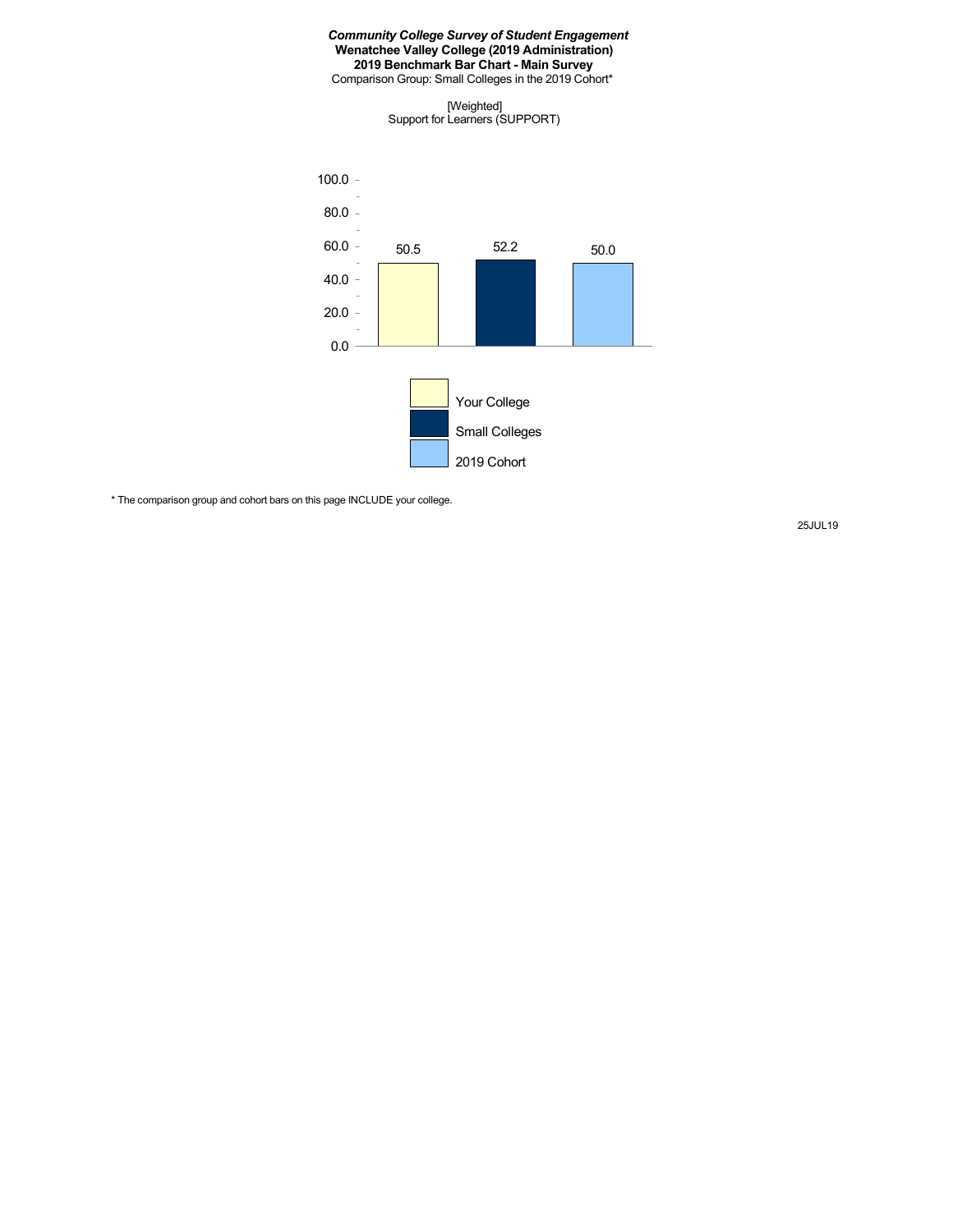***Community College Survey of Student Engagement***
**Wenatchee Valley College (2019 Administration)**
**2019 Benchmark Bar Chart - Main Survey**
Comparison Group: Small Colleges in the 2019 Cohort*

[Weighted]
Support for Learners (SUPPORT)

| Group | Score |
|---|---|
| Your College | 50.5 |
| Small Colleges | 52.2 |
| 2019 Cohort | 50.0 |

* The comparison group and cohort bars on this page INCLUDE your college.

25JUL19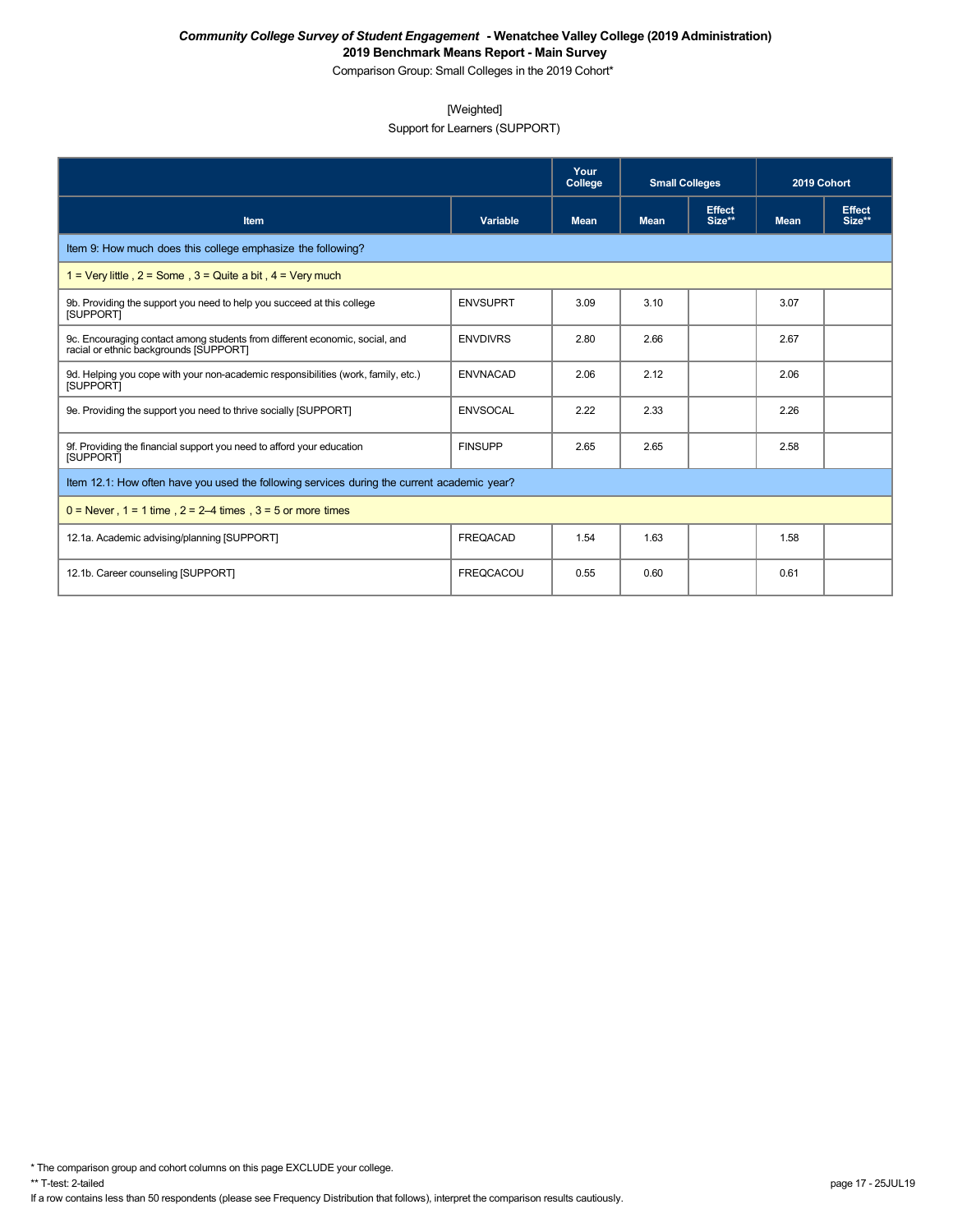***Community College Survey of Student Engagement* - Wenatchee Valley College (2019 Administration)**
**2019 Benchmark Means Report - Main Survey**
Comparison Group: Small Colleges in the 2019 Cohort*

[Weighted]
Support for Learners (SUPPORT)

| | | Your College | Small Colleges | | 2019 Cohort | |
|---|---|---|---|---|---|---|
| Item | Variable | Mean | Mean | Effect Size** | Mean | Effect Size** |
| Item 9: How much does this college emphasize the following? | | | | | | |
| 1 = Very little , 2 = Some , 3 = Quite a bit , 4 = Very much | | | | | | |
| 9b. Providing the support you need to help you succeed at this college [SUPPORT] | ENVSUPRT | 3.09 | 3.10 | | 3.07 | |
| 9c. Encouraging contact among students from different economic, social, and racial or ethnic backgrounds [SUPPORT] | ENVDIVRS | 2.80 | 2.66 | | 2.67 | |
| 9d. Helping you cope with your non-academic responsibilities (work, family, etc.) [SUPPORT] | ENVNACAD | 2.06 | 2.12 | | 2.06 | |
| 9e. Providing the support you need to thrive socially [SUPPORT] | ENVSOCAL | 2.22 | 2.33 | | 2.26 | |
| 9f. Providing the financial support you need to afford your education [SUPPORT] | FINSUPP | 2.65 | 2.65 | | 2.58 | |
| Item 12.1: How often have you used the following services during the current academic year? | | | | | | |
| 0 = Never , 1 = 1 time , 2 = 2–4 times , 3 = 5 or more times | | | | | | |
| 12.1a. Academic advising/planning [SUPPORT] | FREQACAD | 1.54 | 1.63 | | 1.58 | |
| 12.1b. Career counseling [SUPPORT] | FREQCACOU | 0.55 | 0.60 | | 0.61 | |

* The comparison group and cohort columns on this page EXCLUDE your college.
** T-test: 2-tailed
If a row contains less than 50 respondents (please see Frequency Distribution that follows), interpret the comparison results cautiously.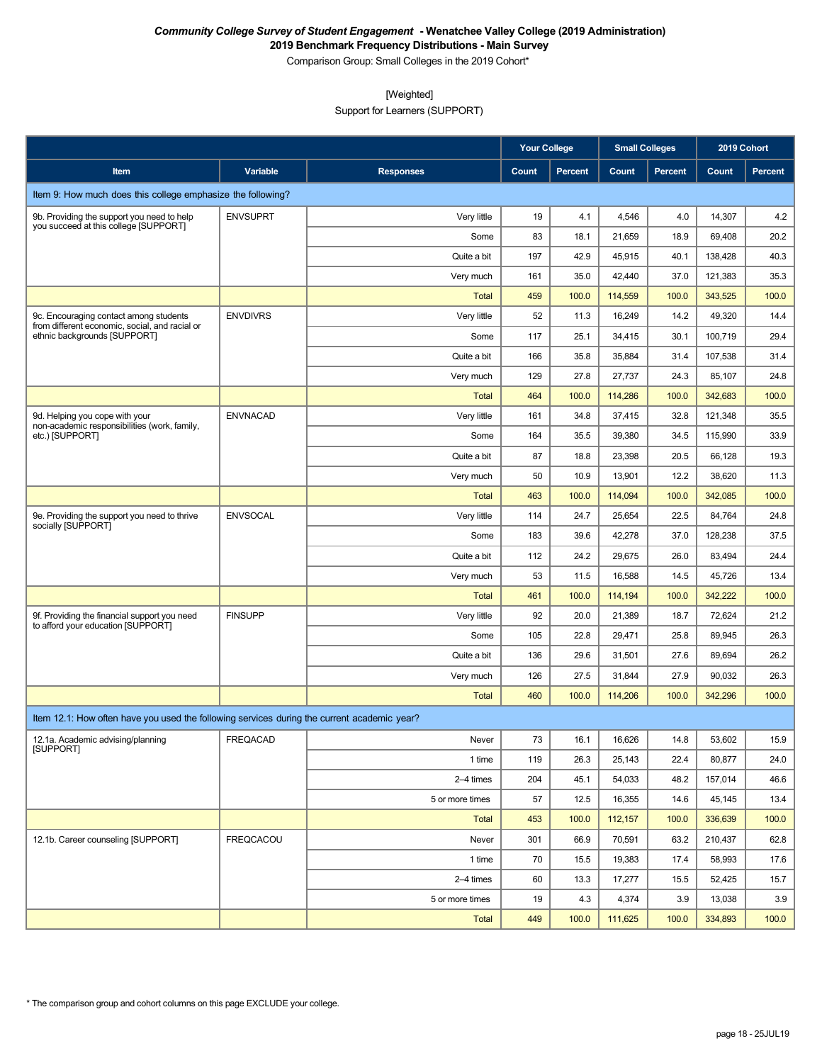***Community College Survey of Student Engagement* - Wenatchee Valley College (2019 Administration)**
**2019 Benchmark Frequency Distributions - Main Survey**
Comparison Group: Small Colleges in the 2019 Cohort*

[Weighted]
Support for Learners (SUPPORT)

| | | | Your College | | Small Colleges | | 2019 Cohort | |
|---|---|---|---|---|---|---|---|---|
| **Item** | **Variable** | **Responses** | **Count** | **Percent** | **Count** | **Percent** | **Count** | **Percent** |
| Item 9: How much does this college emphasize the following? | | | | | | | | |
| 9b. Providing the support you need to help you succeed at this college [SUPPORT] | ENVSUPRT | Very little | 19 | 4.1 | 4,546 | 4.0 | 14,307 | 4.2 |
| | | Some | 83 | 18.1 | 21,659 | 18.9 | 69,408 | 20.2 |
| | | Quite a bit | 197 | 42.9 | 45,915 | 40.1 | 138,428 | 40.3 |
| | | Very much | 161 | 35.0 | 42,440 | 37.0 | 121,383 | 35.3 |
| | | Total | 459 | 100.0 | 114,559 | 100.0 | 343,525 | 100.0 |
| 9c. Encouraging contact among students from different economic, social, and racial or ethnic backgrounds [SUPPORT] | ENVDIVRS | Very little | 52 | 11.3 | 16,249 | 14.2 | 49,320 | 14.4 |
| | | Some | 117 | 25.1 | 34,415 | 30.1 | 100,719 | 29.4 |
| | | Quite a bit | 166 | 35.8 | 35,884 | 31.4 | 107,538 | 31.4 |
| | | Very much | 129 | 27.8 | 27,737 | 24.3 | 85,107 | 24.8 |
| | | Total | 464 | 100.0 | 114,286 | 100.0 | 342,683 | 100.0 |
| 9d. Helping you cope with your non-academic responsibilities (work, family, etc.) [SUPPORT] | ENVNACAD | Very little | 161 | 34.8 | 37,415 | 32.8 | 121,348 | 35.5 |
| | | Some | 164 | 35.5 | 39,380 | 34.5 | 115,990 | 33.9 |
| | | Quite a bit | 87 | 18.8 | 23,398 | 20.5 | 66,128 | 19.3 |
| | | Very much | 50 | 10.9 | 13,901 | 12.2 | 38,620 | 11.3 |
| | | Total | 463 | 100.0 | 114,094 | 100.0 | 342,085 | 100.0 |
| 9e. Providing the support you need to thrive socially [SUPPORT] | ENVSOCAL | Very little | 114 | 24.7 | 25,654 | 22.5 | 84,764 | 24.8 |
| | | Some | 183 | 39.6 | 42,278 | 37.0 | 128,238 | 37.5 |
| | | Quite a bit | 112 | 24.2 | 29,675 | 26.0 | 83,494 | 24.4 |
| | | Very much | 53 | 11.5 | 16,588 | 14.5 | 45,726 | 13.4 |
| | | Total | 461 | 100.0 | 114,194 | 100.0 | 342,222 | 100.0 |
| 9f. Providing the financial support you need to afford your education [SUPPORT] | FINSUPP | Very little | 92 | 20.0 | 21,389 | 18.7 | 72,624 | 21.2 |
| | | Some | 105 | 22.8 | 29,471 | 25.8 | 89,945 | 26.3 |
| | | Quite a bit | 136 | 29.6 | 31,501 | 27.6 | 89,694 | 26.2 |
| | | Very much | 126 | 27.5 | 31,844 | 27.9 | 90,032 | 26.3 |
| | | Total | 460 | 100.0 | 114,206 | 100.0 | 342,296 | 100.0 |
| Item 12.1: How often have you used the following services during the current academic year? | | | | | | | | |
| 12.1a. Academic advising/planning [SUPPORT] | FREQACAD | Never | 73 | 16.1 | 16,626 | 14.8 | 53,602 | 15.9 |
| | | 1 time | 119 | 26.3 | 25,143 | 22.4 | 80,877 | 24.0 |
| | | 2–4 times | 204 | 45.1 | 54,033 | 48.2 | 157,014 | 46.6 |
| | | 5 or more times | 57 | 12.5 | 16,355 | 14.6 | 45,145 | 13.4 |
| | | Total | 453 | 100.0 | 112,157 | 100.0 | 336,639 | 100.0 |
| 12.1b. Career counseling [SUPPORT] | FREQCACOU | Never | 301 | 66.9 | 70,591 | 63.2 | 210,437 | 62.8 |
| | | 1 time | 70 | 15.5 | 19,383 | 17.4 | 58,993 | 17.6 |
| | | 2–4 times | 60 | 13.3 | 17,277 | 15.5 | 52,425 | 15.7 |
| | | 5 or more times | 19 | 4.3 | 4,374 | 3.9 | 13,038 | 3.9 |
| | | Total | 449 | 100.0 | 111,625 | 100.0 | 334,893 | 100.0 |

* The comparison group and cohort columns on this page EXCLUDE your college.